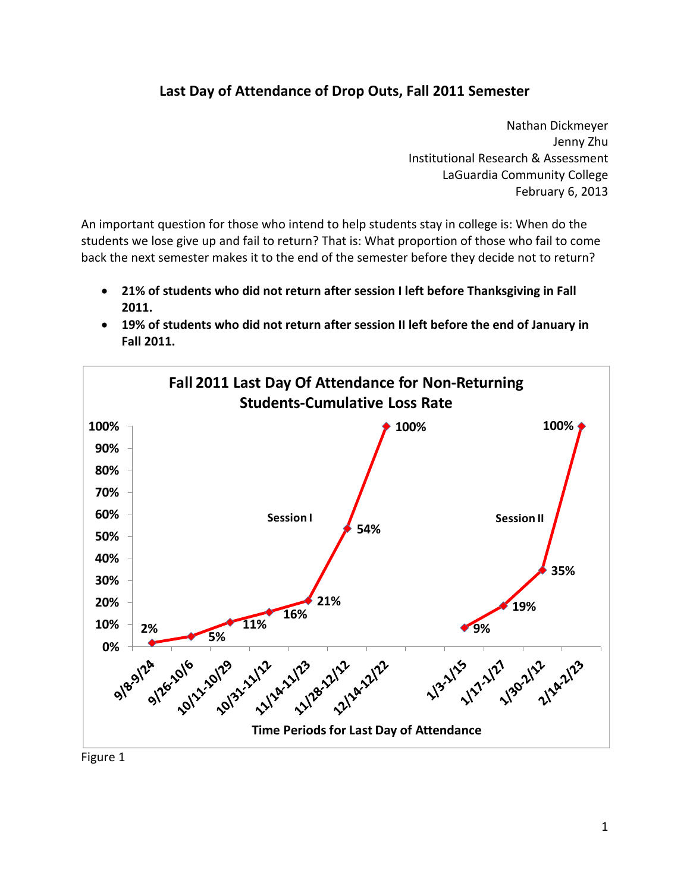# Last Day of Attendance of Drop Outs, Fall 2011 Semester

Nathan Dickmeyer
Jenny Zhu
Institutional Research & Assessment
LaGuardia Community College
February 6, 2013

An important question for those who intend to help students stay in college is: When do the students we lose give up and fail to return? That is: What proportion of those who fail to come back the next semester makes it to the end of the semester before they decide not to return?

- **21% of students who did not return after session I left before Thanksgiving in Fall 2011.**
- **19% of students who did not return after session II left before the end of January in Fall 2011.**

**Fall 2011 Last Day Of Attendance for Non-Returning Students-Cumulative Loss Rate**

| Session | Time Periods for Last Day of Attendance | Cumulative Loss Rate |
|---|---|---|
| Session I | 9/8-9/24 | 2% |
| Session I | 9/26-10/6 | 5% |
| Session I | 10/11-10/29 | 11% |
| Session I | 10/31-11/12 | 16% |
| Session I | 11/14-11/23 | 21% |
| Session I | 11/28-12/12 | 54% |
| Session I | 12/14-12/22 | 100% |
| Session II | 1/3-1/15 | 9% |
| Session II | 1/17-1/27 | 19% |
| Session II | 1/30-2/12 | 35% |
| Session II | 2/14-2/23 | 100% |

Figure 1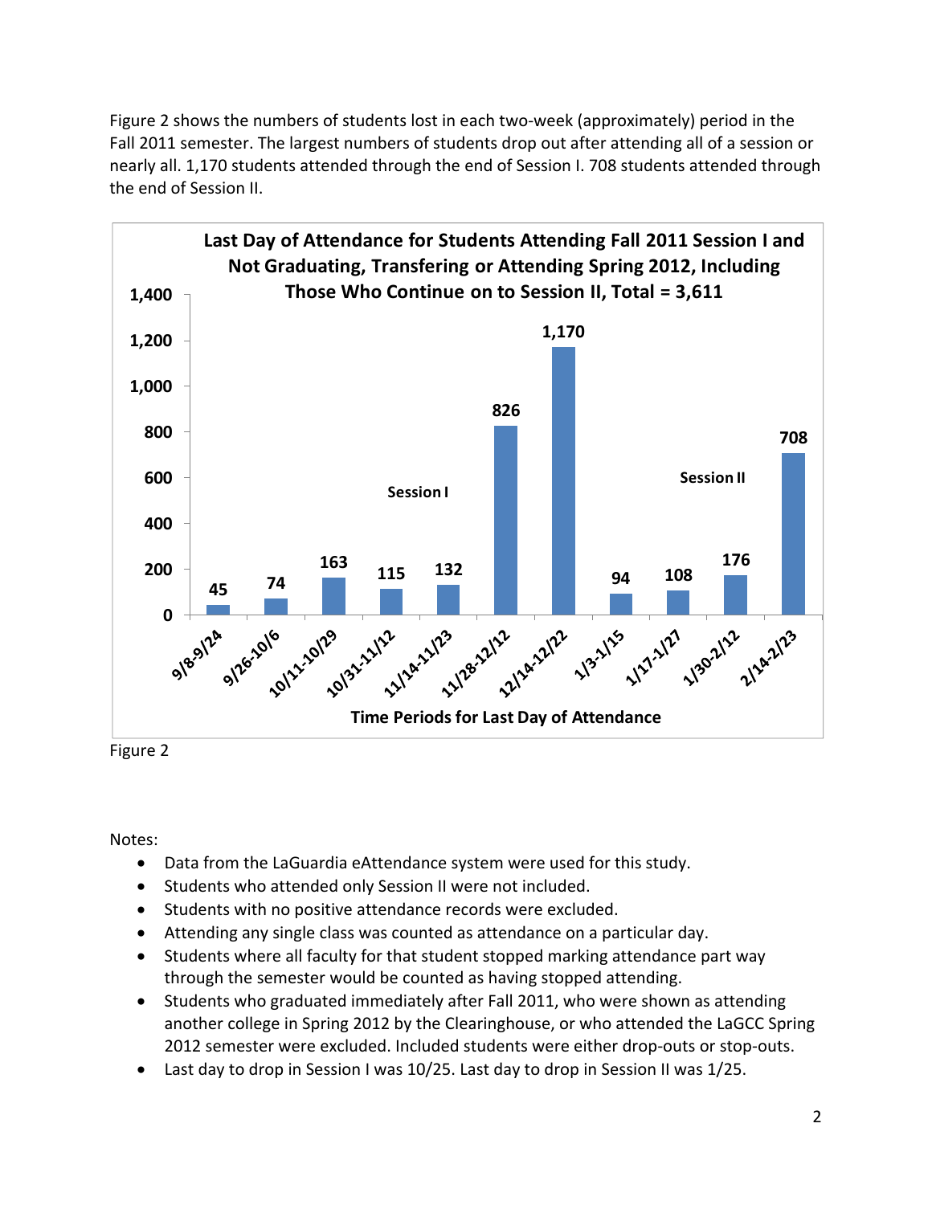Figure 2 shows the numbers of students lost in each two-week (approximately) period in the Fall 2011 semester. The largest numbers of students drop out after attending all of a session or nearly all. 1,170 students attended through the end of Session I. 708 students attended through the end of Session II.

Last Day of Attendance for Students Attending Fall 2011 Session I and Not Graduating, Transfering or Attending Spring 2012, Including Those Who Continue on to Session II, Total = 3,611

1,400
1,200
1,000
800
600
400
200
0

45
74
163
115
132
826
1,170
94
108
176
708

Session I
Session II

9/8-9/24
9/26-10/6
10/11-10/29
10/31-11/12
11/14-11/23
11/28-12/12
12/14-12/22
1/3-1/15
1/17-1/27
1/30-2/12
2/14-2/23

Time Periods for Last Day of Attendance

Figure 2

Notes:

- Data from the LaGuardia eAttendance system were used for this study.
- Students who attended only Session II were not included.
- Students with no positive attendance records were excluded.
- Attending any single class was counted as attendance on a particular day.
- Students where all faculty for that student stopped marking attendance part way through the semester would be counted as having stopped attending.
- Students who graduated immediately after Fall 2011, who were shown as attending another college in Spring 2012 by the Clearinghouse, or who attended the LaGCC Spring 2012 semester were excluded. Included students were either drop-outs or stop-outs.
- Last day to drop in Session I was 10/25. Last day to drop in Session II was 1/25.